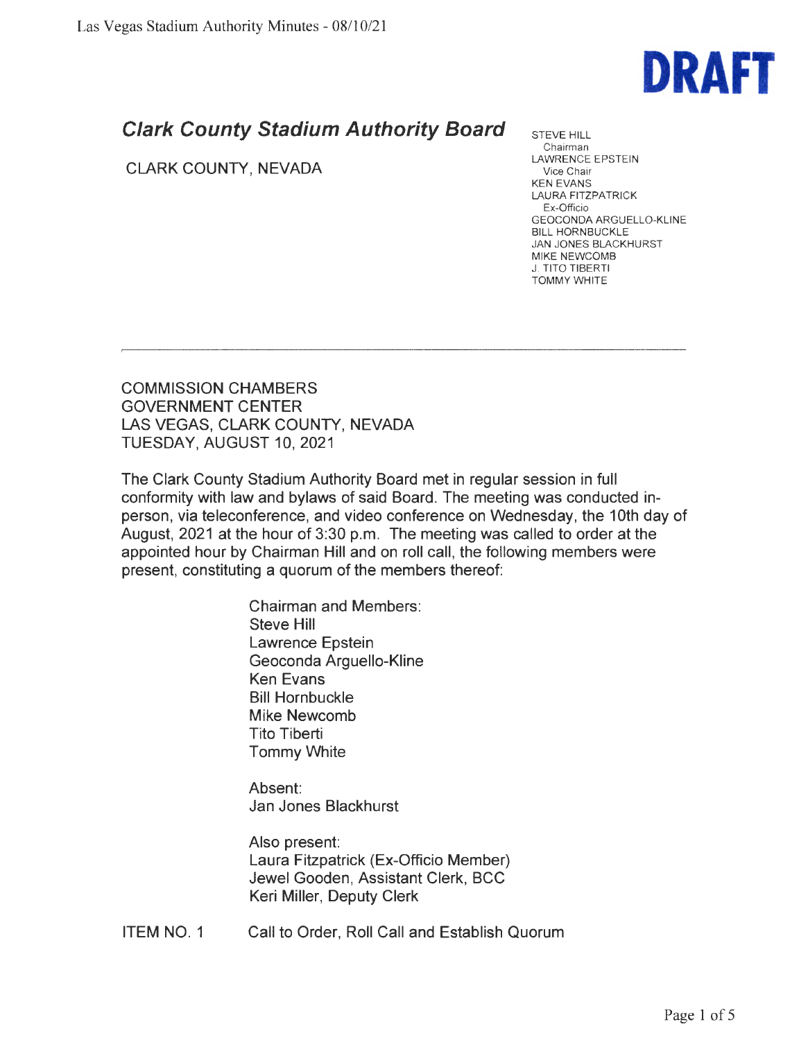DRAFT

# *Clark County Stadium Authority Board*

CLARK COUNTY, NEVADA

STEVE HILL
Chairman
LAWRENCE EPSTEIN
Vice Chair
KEN EVANS
LAURA FITZPATRICK
Ex-Officio
GEOCONDA ARGUELLO-KLINE
BILL HORNBUCKLE
JAN JONES BLACKHURST
MIKE NEWCOMB
J. TITO TIBERTI
TOMMY WHITE

---

COMMISSION CHAMBERS
GOVERNMENT CENTER
LAS VEGAS, CLARK COUNTY, NEVADA
TUESDAY, AUGUST 10, 2021

The Clark County Stadium Authority Board met in regular session in full conformity with law and bylaws of said Board. The meeting was conducted in-person, via teleconference, and video conference on Wednesday, the 10th day of August, 2021 at the hour of 3:30 p.m. The meeting was called to order at the appointed hour by Chairman Hill and on roll call, the following members were present, constituting a quorum of the members thereof:

Chairman and Members:
Steve Hill
Lawrence Epstein
Geoconda Arguello-Kline
Ken Evans
Bill Hornbuckle
Mike Newcomb
Tito Tiberti
Tommy White

Absent:
Jan Jones Blackhurst

Also present:
Laura Fitzpatrick (Ex-Officio Member)
Jewel Gooden, Assistant Clerk, BCC
Keri Miller, Deputy Clerk

ITEM NO. 1 Call to Order, Roll Call and Establish Quorum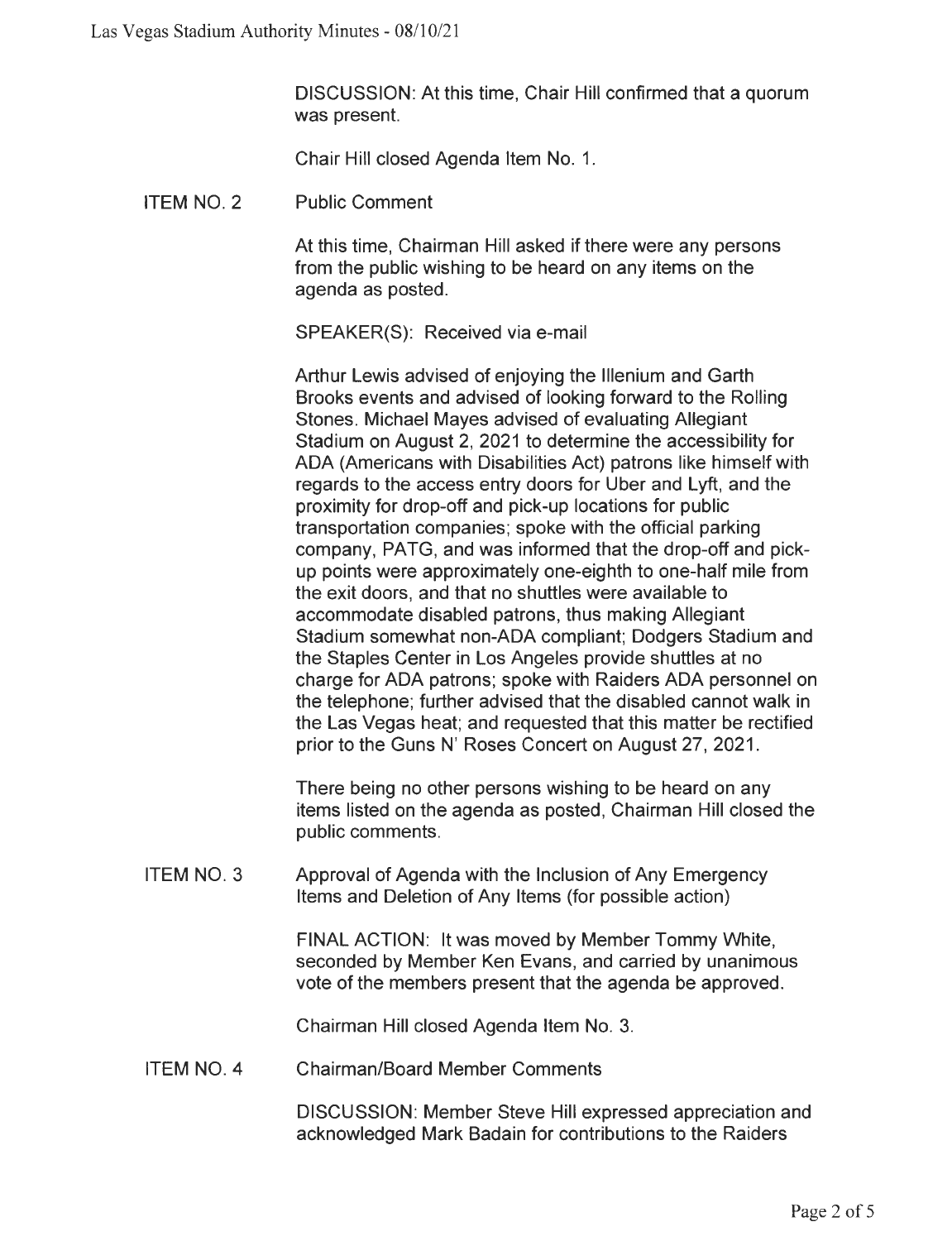DISCUSSION: At this time, Chair Hill confirmed that a quorum was present.

Chair Hill closed Agenda Item No. 1.

**ITEM NO. 2** Public Comment

At this time, Chairman Hill asked if there were any persons from the public wishing to be heard on any items on the agenda as posted.

SPEAKER(S): Received via e-mail

Arthur Lewis advised of enjoying the Illenium and Garth Brooks events and advised of looking forward to the Rolling Stones. Michael Mayes advised of evaluating Allegiant Stadium on August 2, 2021 to determine the accessibility for ADA (Americans with Disabilities Act) patrons like himself with regards to the access entry doors for Uber and Lyft, and the proximity for drop-off and pick-up locations for public transportation companies; spoke with the official parking company, PATG, and was informed that the drop-off and pick-up points were approximately one-eighth to one-half mile from the exit doors, and that no shuttles were available to accommodate disabled patrons, thus making Allegiant Stadium somewhat non-ADA compliant; Dodgers Stadium and the Staples Center in Los Angeles provide shuttles at no charge for ADA patrons; spoke with Raiders ADA personnel on the telephone; further advised that the disabled cannot walk in the Las Vegas heat; and requested that this matter be rectified prior to the Guns N' Roses Concert on August 27, 2021.

There being no other persons wishing to be heard on any items listed on the agenda as posted, Chairman Hill closed the public comments.

**ITEM NO. 3** Approval of Agenda with the Inclusion of Any Emergency Items and Deletion of Any Items (for possible action)

FINAL ACTION: It was moved by Member Tommy White, seconded by Member Ken Evans, and carried by unanimous vote of the members present that the agenda be approved.

Chairman Hill closed Agenda Item No. 3.

**ITEM NO. 4** Chairman/Board Member Comments

DISCUSSION: Member Steve Hill expressed appreciation and acknowledged Mark Badain for contributions to the Raiders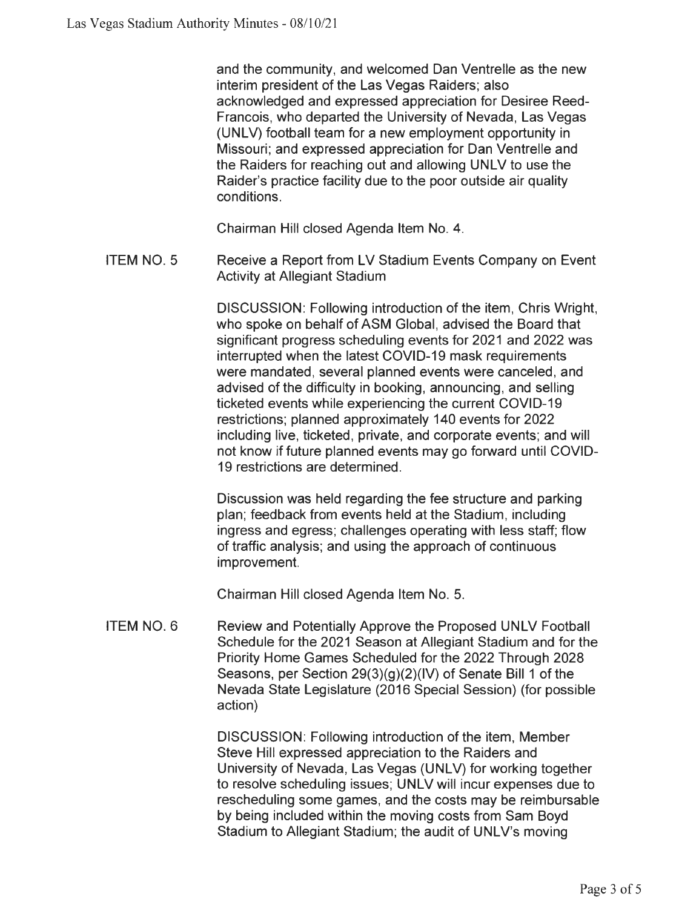and the community, and welcomed Dan Ventrelle as the new interim president of the Las Vegas Raiders; also acknowledged and expressed appreciation for Desiree Reed-Francois, who departed the University of Nevada, Las Vegas (UNLV) football team for a new employment opportunity in Missouri; and expressed appreciation for Dan Ventrelle and the Raiders for reaching out and allowing UNLV to use the Raider's practice facility due to the poor outside air quality conditions.

Chairman Hill closed Agenda Item No. 4.

ITEM NO. 5 Receive a Report from LV Stadium Events Company on Event Activity at Allegiant Stadium

DISCUSSION: Following introduction of the item, Chris Wright, who spoke on behalf of ASM Global, advised the Board that significant progress scheduling events for 2021 and 2022 was interrupted when the latest COVID-19 mask requirements were mandated, several planned events were canceled, and advised of the difficulty in booking, announcing, and selling ticketed events while experiencing the current COVID-19 restrictions; planned approximately 140 events for 2022 including live, ticketed, private, and corporate events; and will not know if future planned events may go forward until COVID-19 restrictions are determined.

Discussion was held regarding the fee structure and parking plan; feedback from events held at the Stadium, including ingress and egress; challenges operating with less staff; flow of traffic analysis; and using the approach of continuous improvement.

Chairman Hill closed Agenda Item No. 5.

ITEM NO. 6 Review and Potentially Approve the Proposed UNLV Football Schedule for the 2021 Season at Allegiant Stadium and for the Priority Home Games Scheduled for the 2022 Through 2028 Seasons, per Section 29(3)(g)(2)(IV) of Senate Bill 1 of the Nevada State Legislature (2016 Special Session) (for possible action)

DISCUSSION: Following introduction of the item, Member Steve Hill expressed appreciation to the Raiders and University of Nevada, Las Vegas (UNLV) for working together to resolve scheduling issues; UNLV will incur expenses due to rescheduling some games, and the costs may be reimbursable by being included within the moving costs from Sam Boyd Stadium to Allegiant Stadium; the audit of UNLV's moving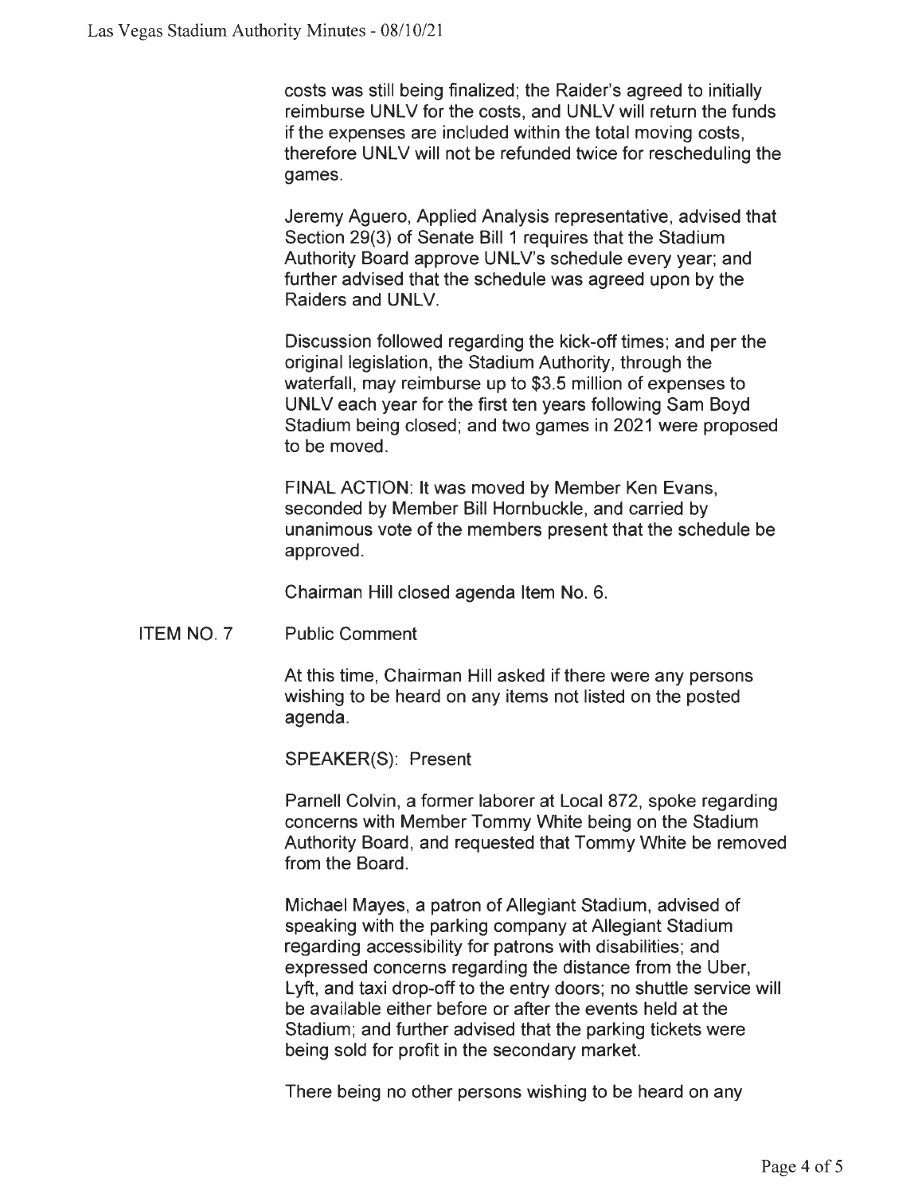costs was still being finalized; the Raider's agreed to initially reimburse UNLV for the costs, and UNLV will return the funds if the expenses are included within the total moving costs, therefore UNLV will not be refunded twice for rescheduling the games.

Jeremy Aguero, Applied Analysis representative, advised that Section 29(3) of Senate Bill 1 requires that the Stadium Authority Board approve UNLV's schedule every year; and further advised that the schedule was agreed upon by the Raiders and UNLV.

Discussion followed regarding the kick-off times; and per the original legislation, the Stadium Authority, through the waterfall, may reimburse up to $3.5 million of expenses to UNLV each year for the first ten years following Sam Boyd Stadium being closed; and two games in 2021 were proposed to be moved.

FINAL ACTION: It was moved by Member Ken Evans, seconded by Member Bill Hornbuckle, and carried by unanimous vote of the members present that the schedule be approved.

Chairman Hill closed agenda Item No. 6.

ITEM NO. 7 Public Comment

At this time, Chairman Hill asked if there were any persons wishing to be heard on any items not listed on the posted agenda.

SPEAKER(S): Present

Parnell Colvin, a former laborer at Local 872, spoke regarding concerns with Member Tommy White being on the Stadium Authority Board, and requested that Tommy White be removed from the Board.

Michael Mayes, a patron of Allegiant Stadium, advised of speaking with the parking company at Allegiant Stadium regarding accessibility for patrons with disabilities; and expressed concerns regarding the distance from the Uber, Lyft, and taxi drop-off to the entry doors; no shuttle service will be available either before or after the events held at the Stadium; and further advised that the parking tickets were being sold for profit in the secondary market.

There being no other persons wishing to be heard on any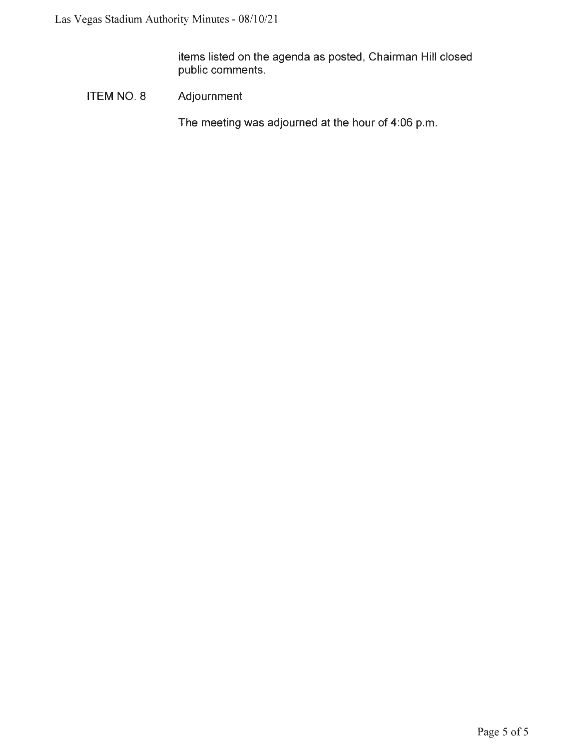items listed on the agenda as posted, Chairman Hill closed public comments.

ITEM NO. 8 Adjournment

The meeting was adjourned at the hour of 4:06 p.m.